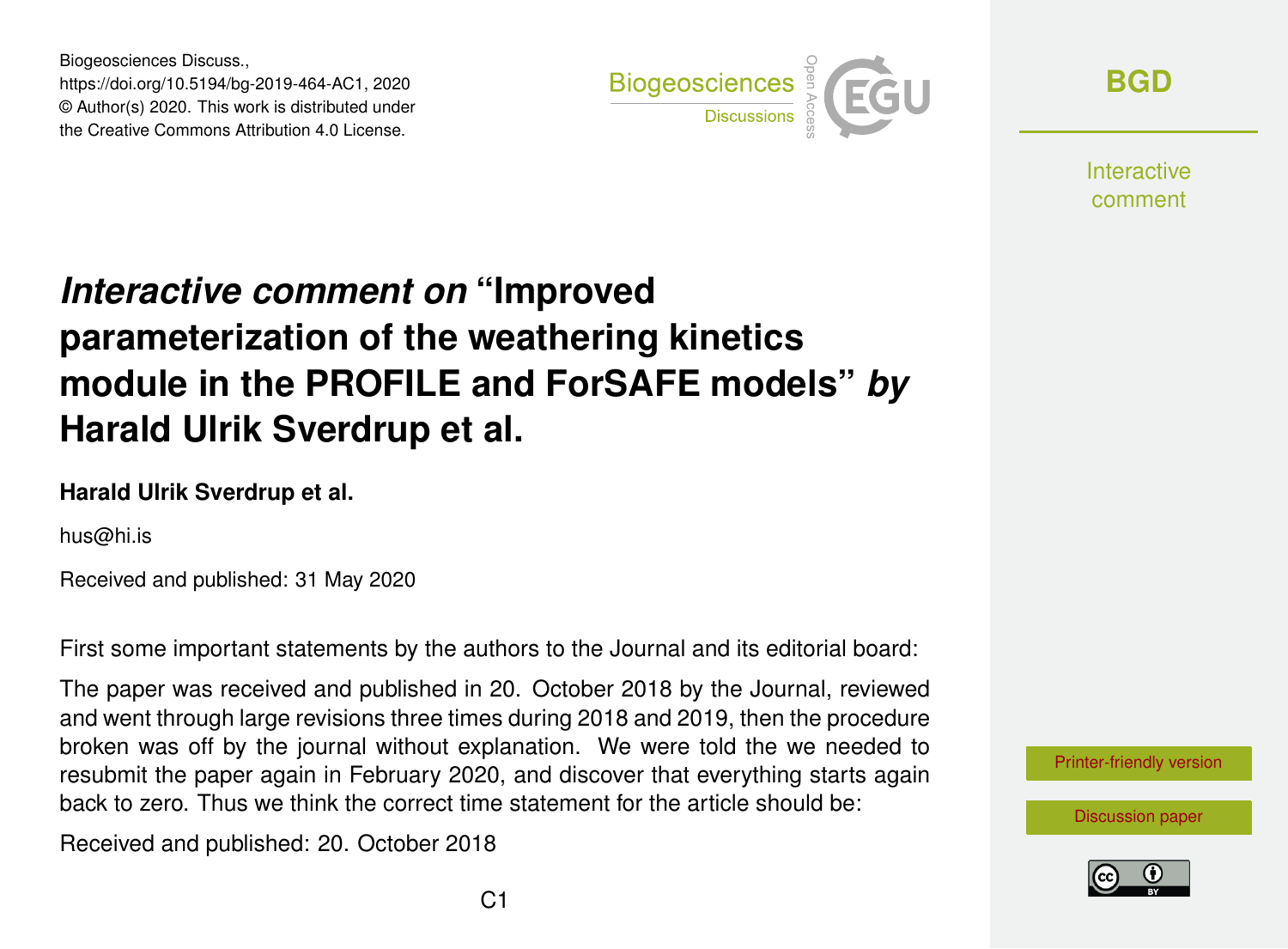# *Interactive comment on* "Improved parameterization of the weathering kinetics module in the PROFILE and ForSAFE models" *by* Harald Ulrik Sverdrup et al.

**Harald Ulrik Sverdrup et al.**

hus@hi.is

Received and published: 31 May 2020

First some important statements by the authors to the Journal and its editorial board:

The paper was received and published in 20. October 2018 by the Journal, reviewed and went through large revisions three times during 2018 and 2019, then the procedure broken was off by the journal without explanation. We were told the we needed to resubmit the paper again in February 2020, and discover that everything starts again back to zero. Thus we think the correct time statement for the article should be:

Received and published: 20. October 2018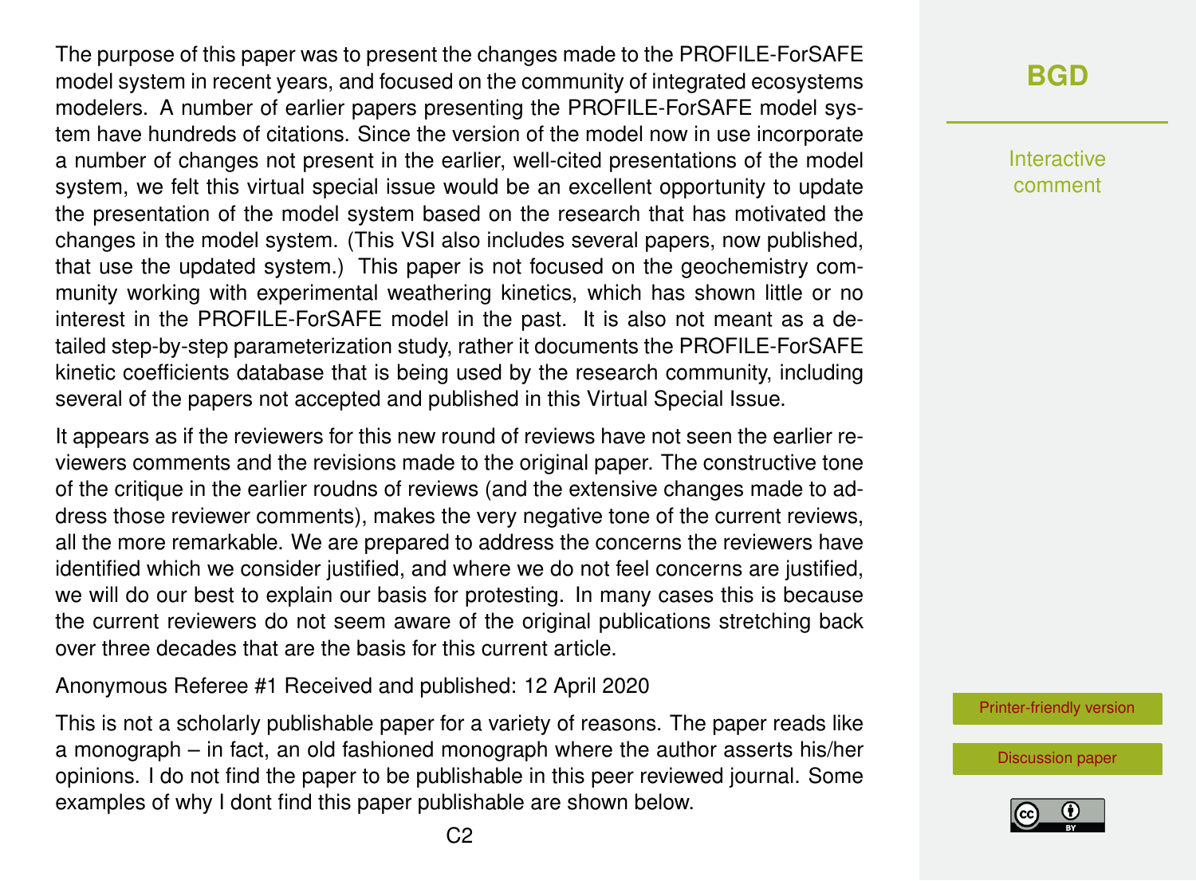The purpose of this paper was to present the changes made to the PROFILE-ForSAFE model system in recent years, and focused on the community of integrated ecosystems modelers. A number of earlier papers presenting the PROFILE-ForSAFE model system have hundreds of citations. Since the version of the model now in use incorporate a number of changes not present in the earlier, well-cited presentations of the model system, we felt this virtual special issue would be an excellent opportunity to update the presentation of the model system based on the research that has motivated the changes in the model system. (This VSI also includes several papers, now published, that use the updated system.) This paper is not focused on the geochemistry community working with experimental weathering kinetics, which has shown little or no interest in the PROFILE-ForSAFE model in the past. It is also not meant as a detailed step-by-step parameterization study, rather it documents the PROFILE-ForSAFE kinetic coefficients database that is being used by the research community, including several of the papers not accepted and published in this Virtual Special Issue.

It appears as if the reviewers for this new round of reviews have not seen the earlier reviewers comments and the revisions made to the original paper. The constructive tone of the critique in the earlier roudns of reviews (and the extensive changes made to address those reviewer comments), makes the very negative tone of the current reviews, all the more remarkable. We are prepared to address the concerns the reviewers have identified which we consider justified, and where we do not feel concerns are justified, we will do our best to explain our basis for protesting. In many cases this is because the current reviewers do not seem aware of the original publications stretching back over three decades that are the basis for this current article.

Anonymous Referee #1 Received and published: 12 April 2020

This is not a scholarly publishable paper for a variety of reasons. The paper reads like a monograph – in fact, an old fashioned monograph where the author asserts his/her opinions. I do not find the paper to be publishable in this peer reviewed journal. Some examples of why I dont find this paper publishable are shown below.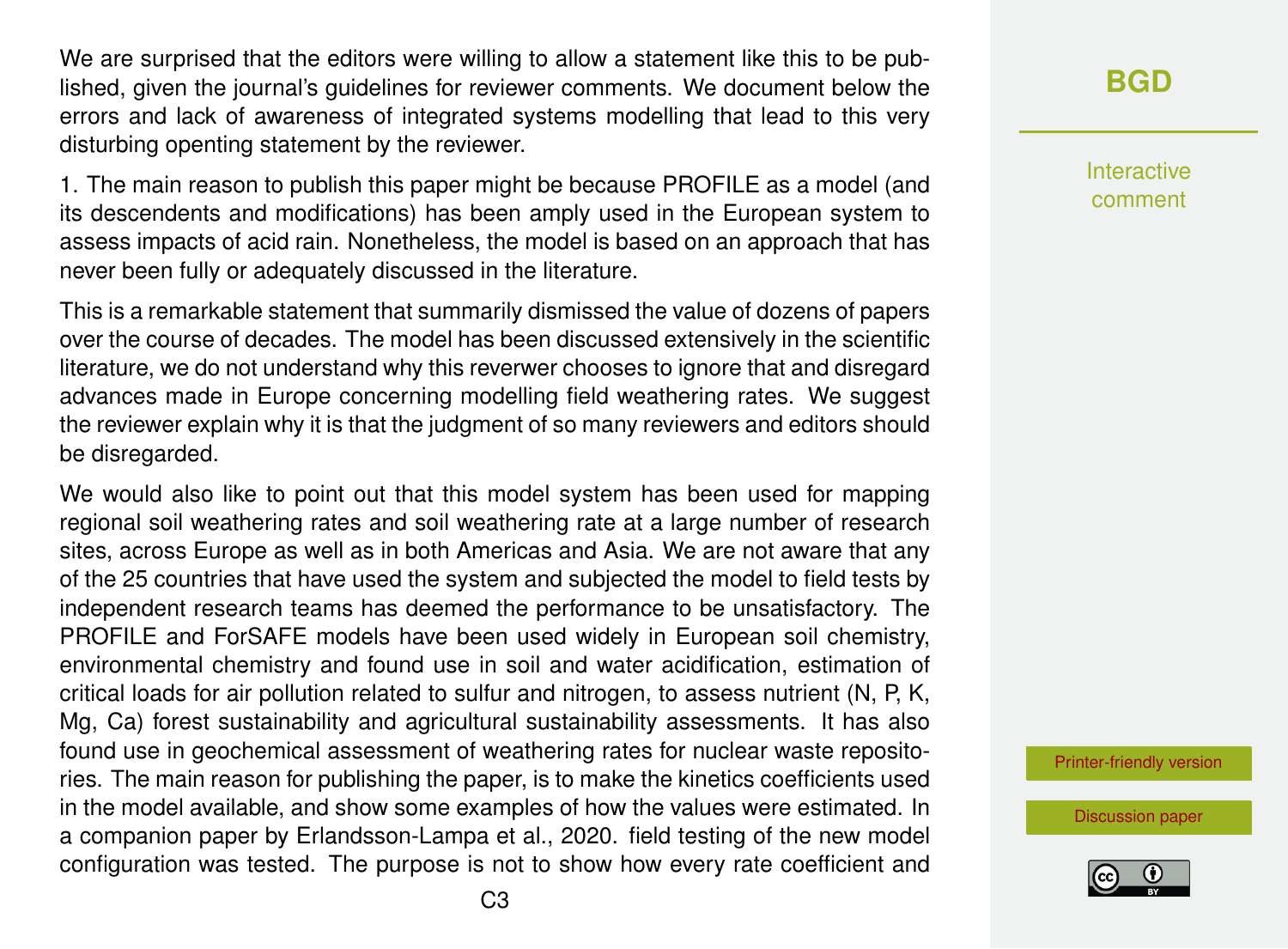We are surprised that the editors were willing to allow a statement like this to be published, given the journal's guidelines for reviewer comments. We document below the errors and lack of awareness of integrated systems modelling that lead to this very disturbing openting statement by the reviewer.

1. The main reason to publish this paper might be because PROFILE as a model (and its descendents and modifications) has been amply used in the European system to assess impacts of acid rain. Nonetheless, the model is based on an approach that has never been fully or adequately discussed in the literature.

This is a remarkable statement that summarily dismissed the value of dozens of papers over the course of decades. The model has been discussed extensively in the scientific literature, we do not understand why this reverwer chooses to ignore that and disregard advances made in Europe concerning modelling field weathering rates. We suggest the reviewer explain why it is that the judgment of so many reviewers and editors should be disregarded.

We would also like to point out that this model system has been used for mapping regional soil weathering rates and soil weathering rate at a large number of research sites, across Europe as well as in both Americas and Asia. We are not aware that any of the 25 countries that have used the system and subjected the model to field tests by independent research teams has deemed the performance to be unsatisfactory. The PROFILE and ForSAFE models have been used widely in European soil chemistry, environmental chemistry and found use in soil and water acidification, estimation of critical loads for air pollution related to sulfur and nitrogen, to assess nutrient (N, P, K, Mg, Ca) forest sustainability and agricultural sustainability assessments. It has also found use in geochemical assessment of weathering rates for nuclear waste repositories. The main reason for publishing the paper, is to make the kinetics coefficients used in the model available, and show some examples of how the values were estimated. In a companion paper by Erlandsson-Lampa et al., 2020. field testing of the new model configuration was tested. The purpose is not to show how every rate coefficient and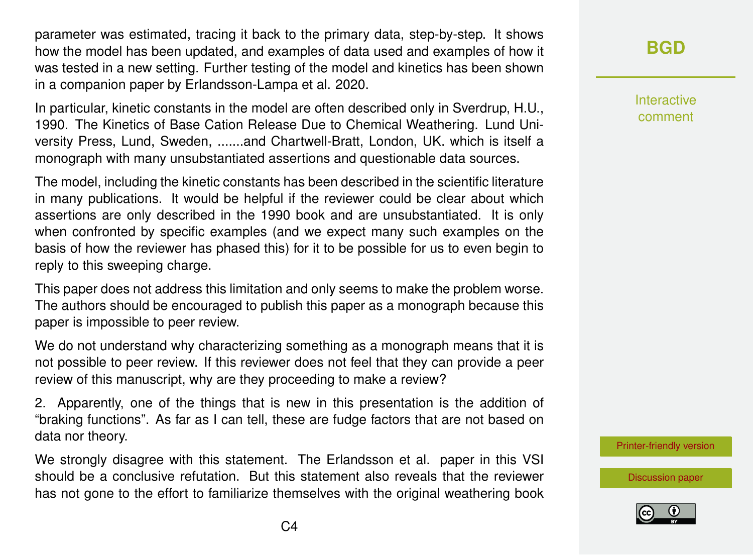parameter was estimated, tracing it back to the primary data, step-by-step. It shows how the model has been updated, and examples of data used and examples of how it was tested in a new setting. Further testing of the model and kinetics has been shown in a companion paper by Erlandsson-Lampa et al. 2020.

In particular, kinetic constants in the model are often described only in Sverdrup, H.U., 1990. The Kinetics of Base Cation Release Due to Chemical Weathering. Lund University Press, Lund, Sweden, .......and Chartwell-Bratt, London, UK. which is itself a monograph with many unsubstantiated assertions and questionable data sources.

The model, including the kinetic constants has been described in the scientific literature in many publications. It would be helpful if the reviewer could be clear about which assertions are only described in the 1990 book and are unsubstantiated. It is only when confronted by specific examples (and we expect many such examples on the basis of how the reviewer has phased this) for it to be possible for us to even begin to reply to this sweeping charge.

This paper does not address this limitation and only seems to make the problem worse. The authors should be encouraged to publish this paper as a monograph because this paper is impossible to peer review.

We do not understand why characterizing something as a monograph means that it is not possible to peer review. If this reviewer does not feel that they can provide a peer review of this manuscript, why are they proceeding to make a review?

2. Apparently, one of the things that is new in this presentation is the addition of "braking functions". As far as I can tell, these are fudge factors that are not based on data nor theory.

We strongly disagree with this statement. The Erlandsson et al. paper in this VSI should be a conclusive refutation. But this statement also reveals that the reviewer has not gone to the effort to familiarize themselves with the original weathering book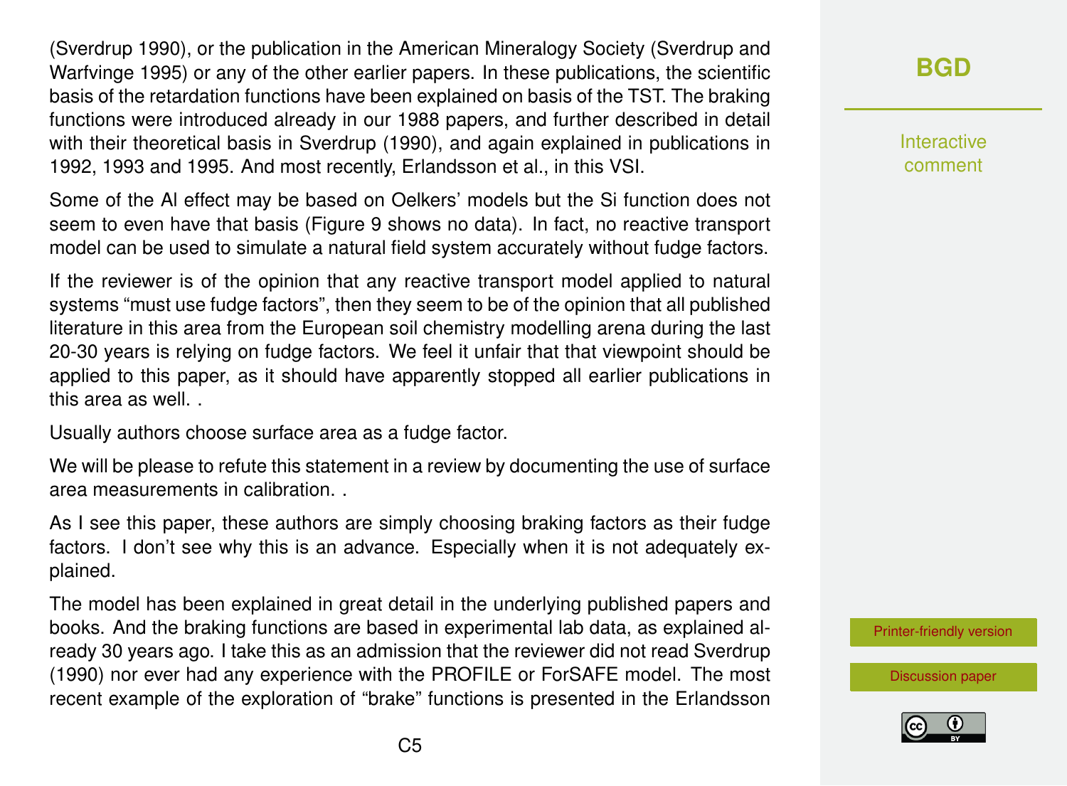(Sverdrup 1990), or the publication in the American Mineralogy Society (Sverdrup and Warfvinge 1995) or any of the other earlier papers. In these publications, the scientific basis of the retardation functions have been explained on basis of the TST. The braking functions were introduced already in our 1988 papers, and further described in detail with their theoretical basis in Sverdrup (1990), and again explained in publications in 1992, 1993 and 1995. And most recently, Erlandsson et al., in this VSI.

Some of the Al effect may be based on Oelkers' models but the Si function does not seem to even have that basis (Figure 9 shows no data). In fact, no reactive transport model can be used to simulate a natural field system accurately without fudge factors.

If the reviewer is of the opinion that any reactive transport model applied to natural systems "must use fudge factors", then they seem to be of the opinion that all published literature in this area from the European soil chemistry modelling arena during the last 20-30 years is relying on fudge factors. We feel it unfair that that viewpoint should be applied to this paper, as it should have apparently stopped all earlier publications in this area as well. .

Usually authors choose surface area as a fudge factor.

We will be please to refute this statement in a review by documenting the use of surface area measurements in calibration. .

As I see this paper, these authors are simply choosing braking factors as their fudge factors. I don't see why this is an advance. Especially when it is not adequately explained.

The model has been explained in great detail in the underlying published papers and books. And the braking functions are based in experimental lab data, as explained already 30 years ago. I take this as an admission that the reviewer did not read Sverdrup (1990) nor ever had any experience with the PROFILE or ForSAFE model. The most recent example of the exploration of "brake" functions is presented in the Erlandsson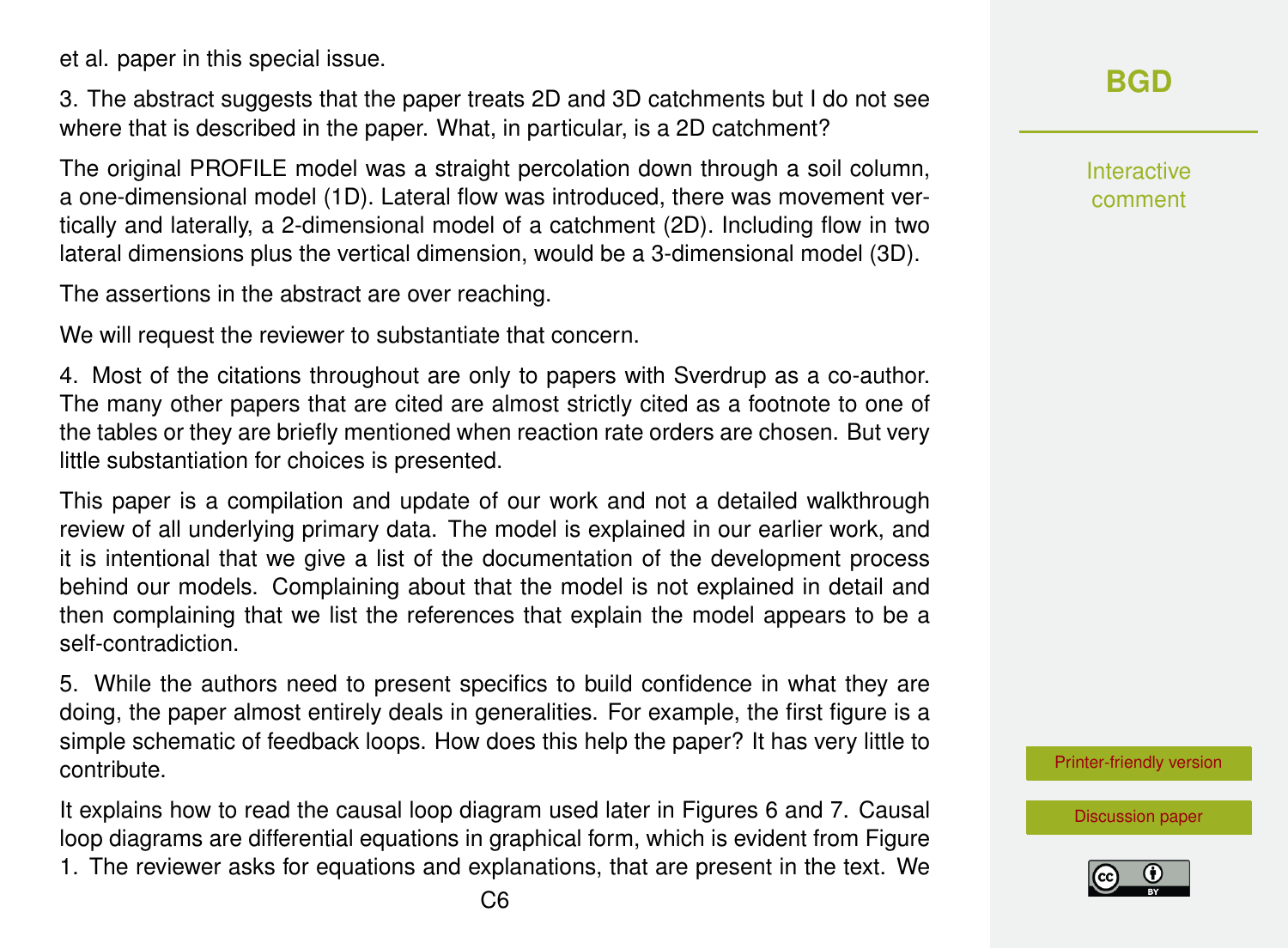et al. paper in this special issue.

3. The abstract suggests that the paper treats 2D and 3D catchments but I do not see where that is described in the paper. What, in particular, is a 2D catchment?

The original PROFILE model was a straight percolation down through a soil column, a one-dimensional model (1D). Lateral flow was introduced, there was movement vertically and laterally, a 2-dimensional model of a catchment (2D). Including flow in two lateral dimensions plus the vertical dimension, would be a 3-dimensional model (3D).

The assertions in the abstract are over reaching.

We will request the reviewer to substantiate that concern.

4. Most of the citations throughout are only to papers with Sverdrup as a co-author. The many other papers that are cited are almost strictly cited as a footnote to one of the tables or they are briefly mentioned when reaction rate orders are chosen. But very little substantiation for choices is presented.

This paper is a compilation and update of our work and not a detailed walkthrough review of all underlying primary data. The model is explained in our earlier work, and it is intentional that we give a list of the documentation of the development process behind our models. Complaining about that the model is not explained in detail and then complaining that we list the references that explain the model appears to be a self-contradiction.

5. While the authors need to present specifics to build confidence in what they are doing, the paper almost entirely deals in generalities. For example, the first figure is a simple schematic of feedback loops. How does this help the paper? It has very little to contribute.

It explains how to read the causal loop diagram used later in Figures 6 and 7. Causal loop diagrams are differential equations in graphical form, which is evident from Figure 1. The reviewer asks for equations and explanations, that are present in the text. We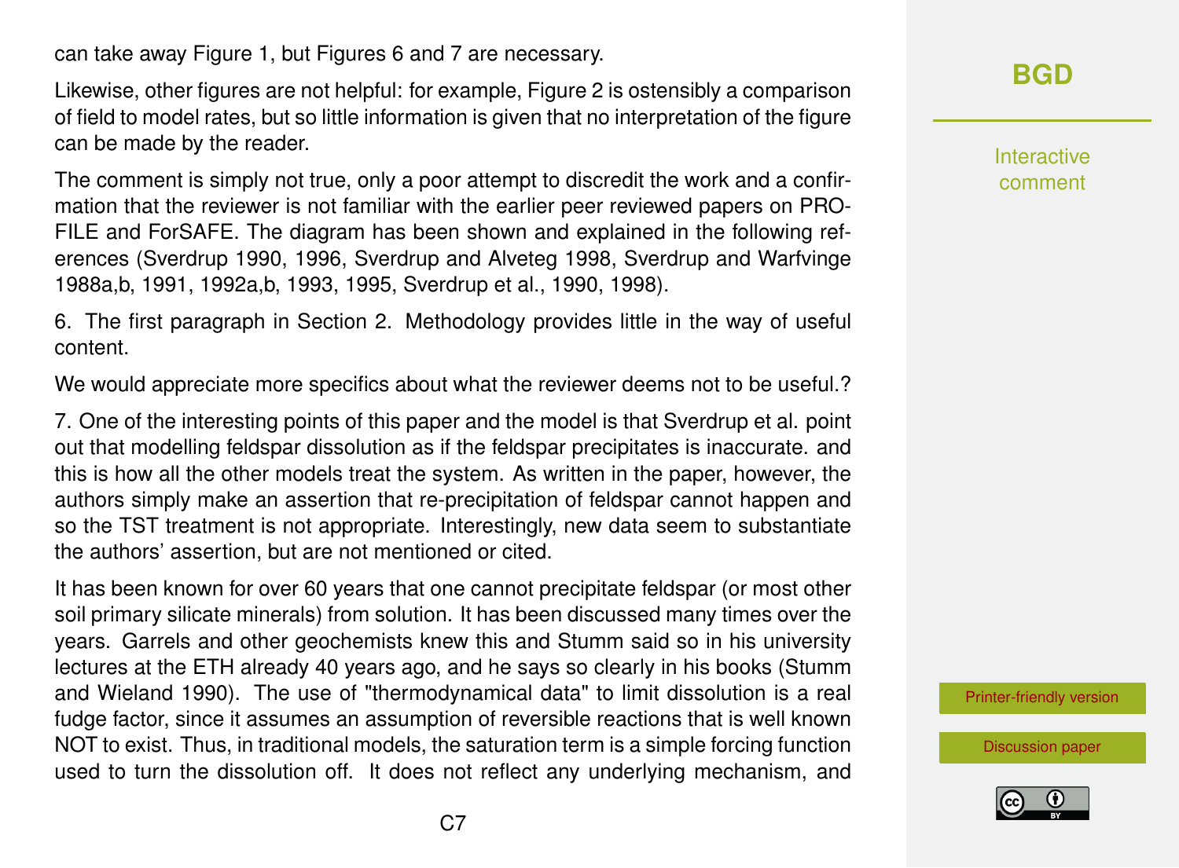can take away Figure 1, but Figures 6 and 7 are necessary.

Likewise, other figures are not helpful: for example, Figure 2 is ostensibly a comparison of field to model rates, but so little information is given that no interpretation of the figure can be made by the reader.

The comment is simply not true, only a poor attempt to discredit the work and a confirmation that the reviewer is not familiar with the earlier peer reviewed papers on PROFILE and ForSAFE. The diagram has been shown and explained in the following references (Sverdrup 1990, 1996, Sverdrup and Alveteg 1998, Sverdrup and Warfvinge 1988a,b, 1991, 1992a,b, 1993, 1995, Sverdrup et al., 1990, 1998).

6. The first paragraph in Section 2. Methodology provides little in the way of useful content.

We would appreciate more specifics about what the reviewer deems not to be useful.?

7. One of the interesting points of this paper and the model is that Sverdrup et al. point out that modelling feldspar dissolution as if the feldspar precipitates is inaccurate. and this is how all the other models treat the system. As written in the paper, however, the authors simply make an assertion that re-precipitation of feldspar cannot happen and so the TST treatment is not appropriate. Interestingly, new data seem to substantiate the authors' assertion, but are not mentioned or cited.

It has been known for over 60 years that one cannot precipitate feldspar (or most other soil primary silicate minerals) from solution. It has been discussed many times over the years. Garrels and other geochemists knew this and Stumm said so in his university lectures at the ETH already 40 years ago, and he says so clearly in his books (Stumm and Wieland 1990). The use of "thermodynamical data" to limit dissolution is a real fudge factor, since it assumes an assumption of reversible reactions that is well known NOT to exist. Thus, in traditional models, the saturation term is a simple forcing function used to turn the dissolution off. It does not reflect any underlying mechanism, and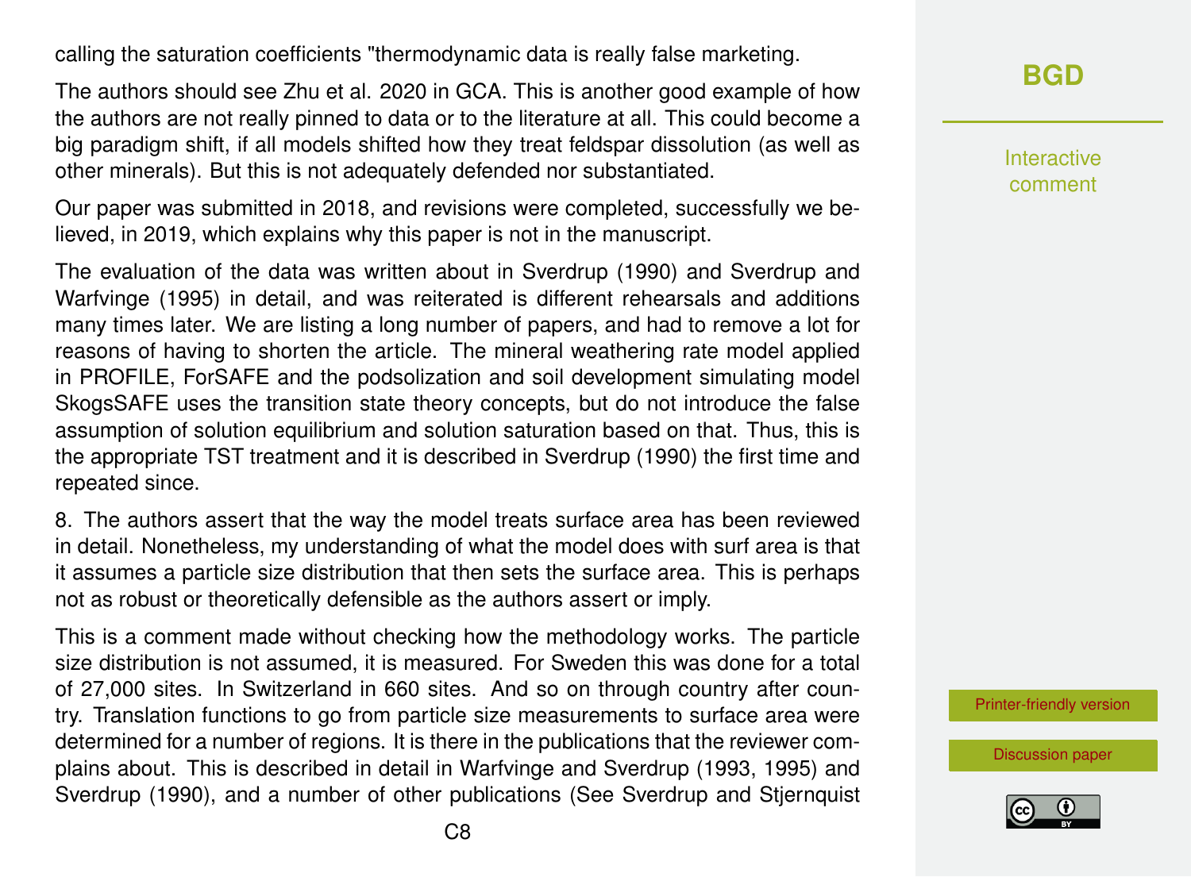calling the saturation coefficients "thermodynamic data is really false marketing.

The authors should see Zhu et al. 2020 in GCA. This is another good example of how the authors are not really pinned to data or to the literature at all. This could become a big paradigm shift, if all models shifted how they treat feldspar dissolution (as well as other minerals). But this is not adequately defended nor substantiated.

Our paper was submitted in 2018, and revisions were completed, successfully we believed, in 2019, which explains why this paper is not in the manuscript.

The evaluation of the data was written about in Sverdrup (1990) and Sverdrup and Warfvinge (1995) in detail, and was reiterated is different rehearsals and additions many times later. We are listing a long number of papers, and had to remove a lot for reasons of having to shorten the article. The mineral weathering rate model applied in PROFILE, ForSAFE and the podsolization and soil development simulating model SkogsSAFE uses the transition state theory concepts, but do not introduce the false assumption of solution equilibrium and solution saturation based on that. Thus, this is the appropriate TST treatment and it is described in Sverdrup (1990) the first time and repeated since.

8. The authors assert that the way the model treats surface area has been reviewed in detail. Nonetheless, my understanding of what the model does with surf area is that it assumes a particle size distribution that then sets the surface area. This is perhaps not as robust or theoretically defensible as the authors assert or imply.

This is a comment made without checking how the methodology works. The particle size distribution is not assumed, it is measured. For Sweden this was done for a total of 27,000 sites. In Switzerland in 660 sites. And so on through country after country. Translation functions to go from particle size measurements to surface area were determined for a number of regions. It is there in the publications that the reviewer complains about. This is described in detail in Warfvinge and Sverdrup (1993, 1995) and Sverdrup (1990), and a number of other publications (See Sverdrup and Stjernquist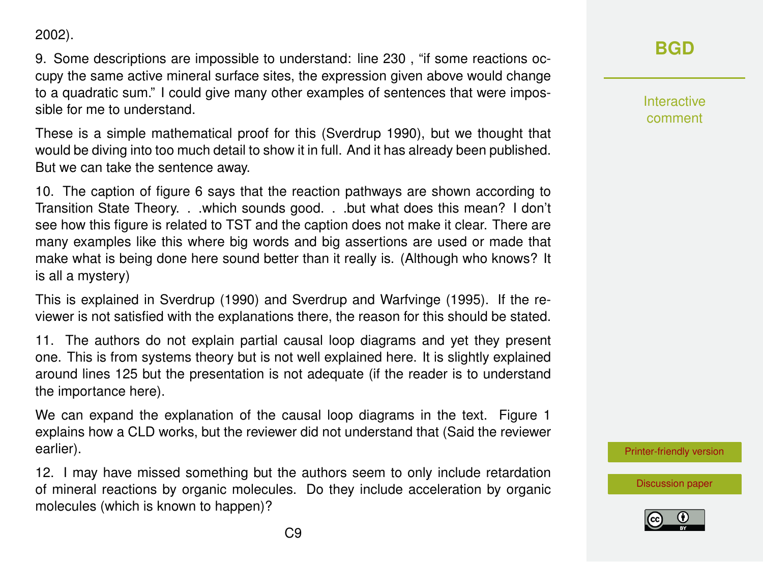2002).

9. Some descriptions are impossible to understand: line 230 , “if some reactions occupy the same active mineral surface sites, the expression given above would change to a quadratic sum.” I could give many other examples of sentences that were impossible for me to understand.

These is a simple mathematical proof for this (Sverdrup 1990), but we thought that would be diving into too much detail to show it in full. And it has already been published. But we can take the sentence away.

10. The caption of figure 6 says that the reaction pathways are shown according to Transition State Theory. . .which sounds good. . .but what does this mean? I don't see how this figure is related to TST and the caption does not make it clear. There are many examples like this where big words and big assertions are used or made that make what is being done here sound better than it really is. (Although who knows? It is all a mystery)

This is explained in Sverdrup (1990) and Sverdrup and Warfvinge (1995). If the reviewer is not satisfied with the explanations there, the reason for this should be stated.

11. The authors do not explain partial causal loop diagrams and yet they present one. This is from systems theory but is not well explained here. It is slightly explained around lines 125 but the presentation is not adequate (if the reader is to understand the importance here).

We can expand the explanation of the causal loop diagrams in the text. Figure 1 explains how a CLD works, but the reviewer did not understand that (Said the reviewer earlier).

12. I may have missed something but the authors seem to only include retardation of mineral reactions by organic molecules. Do they include acceleration by organic molecules (which is known to happen)?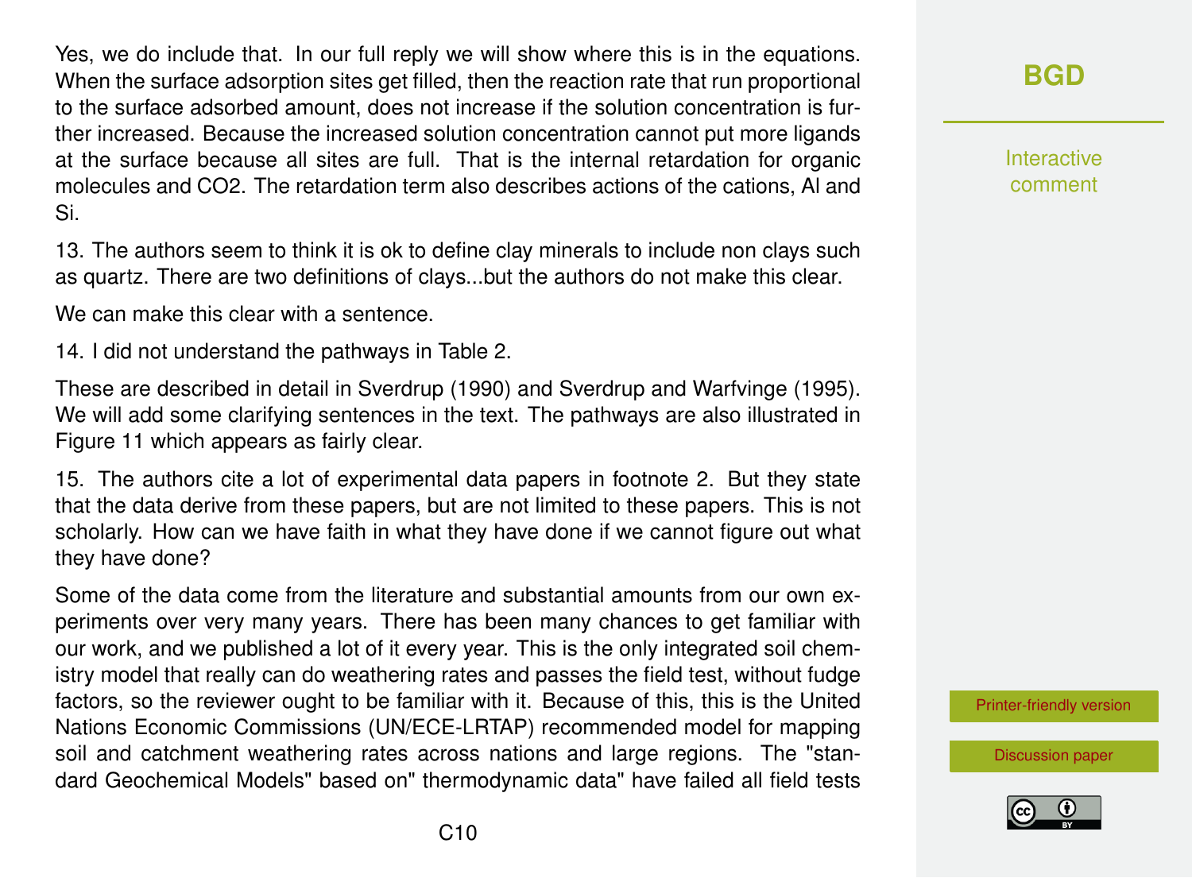Yes, we do include that. In our full reply we will show where this is in the equations. When the surface adsorption sites get filled, then the reaction rate that run proportional to the surface adsorbed amount, does not increase if the solution concentration is further increased. Because the increased solution concentration cannot put more ligands at the surface because all sites are full. That is the internal retardation for organic molecules and $CO_2$. The retardation term also describes actions of the cations, Al and Si.

13. The authors seem to think it is ok to define clay minerals to include non clays such as quartz. There are two definitions of clays...but the authors do not make this clear.

We can make this clear with a sentence.

14. I did not understand the pathways in Table 2.

These are described in detail in Sverdrup (1990) and Sverdrup and Warfvinge (1995). We will add some clarifying sentences in the text. The pathways are also illustrated in Figure 11 which appears as fairly clear.

15. The authors cite a lot of experimental data papers in footnote 2. But they state that the data derive from these papers, but are not limited to these papers. This is not scholarly. How can we have faith in what they have done if we cannot figure out what they have done?

Some of the data come from the literature and substantial amounts from our own experiments over very many years. There has been many chances to get familiar with our work, and we published a lot of it every year. This is the only integrated soil chemistry model that really can do weathering rates and passes the field test, without fudge factors, so the reviewer ought to be familiar with it. Because of this, this is the United Nations Economic Commissions (UN/ECE-LRTAP) recommended model for mapping soil and catchment weathering rates across nations and large regions. The "standard Geochemical Models" based on" thermodynamic data" have failed all field tests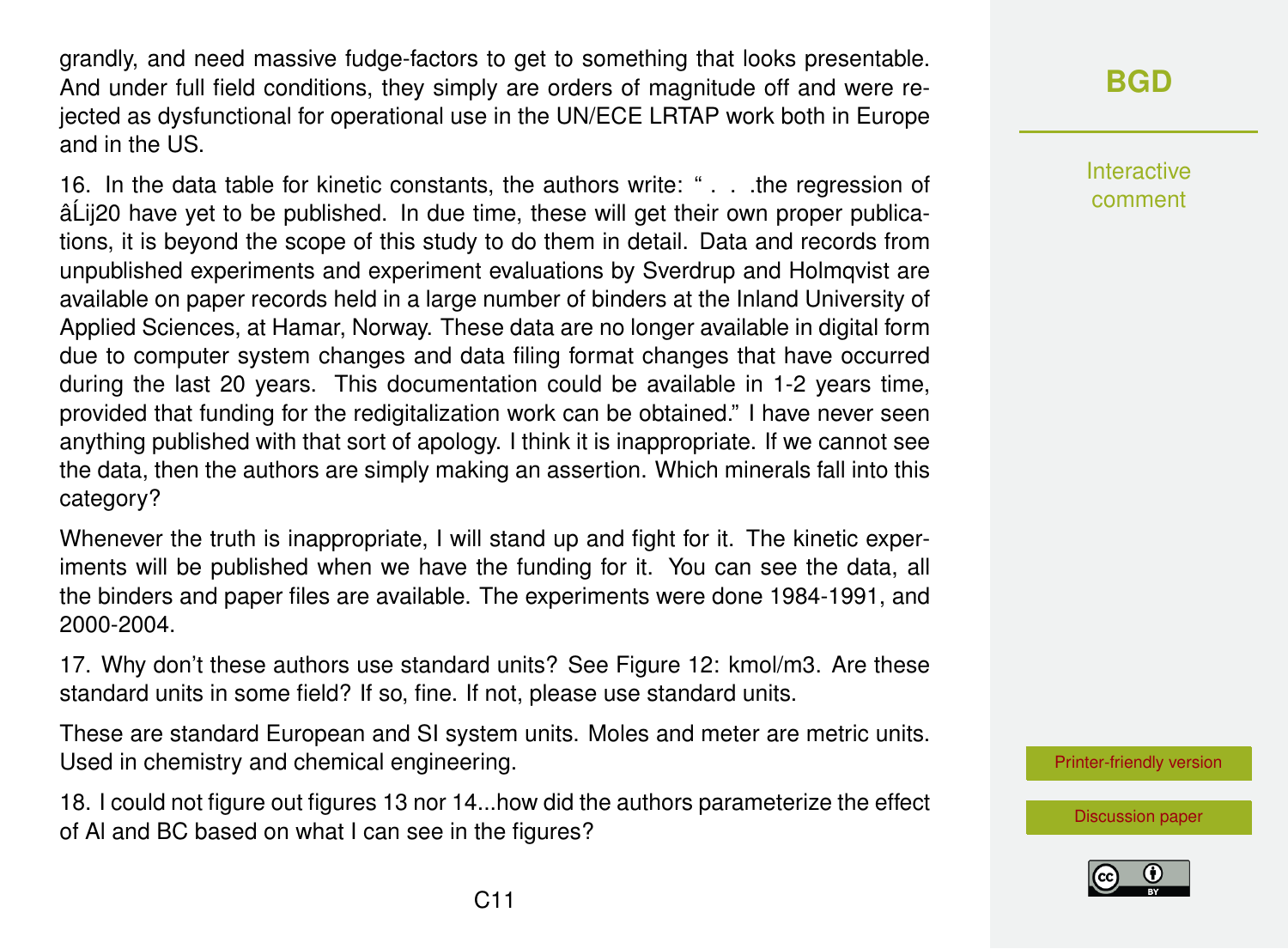grandly, and need massive fudge-factors to get to something that looks presentable. And under full field conditions, they simply are orders of magnitude off and were rejected as dysfunctional for operational use in the UN/ECE LRTAP work both in Europe and in the US.

16. In the data table for kinetic constants, the authors write: " . . .the regression of âĹij20 have yet to be published. In due time, these will get their own proper publications, it is beyond the scope of this study to do them in detail. Data and records from unpublished experiments and experiment evaluations by Sverdrup and Holmqvist are available on paper records held in a large number of binders at the Inland University of Applied Sciences, at Hamar, Norway. These data are no longer available in digital form due to computer system changes and data filing format changes that have occurred during the last 20 years. This documentation could be available in 1-2 years time, provided that funding for the redigitalization work can be obtained." I have never seen anything published with that sort of apology. I think it is inappropriate. If we cannot see the data, then the authors are simply making an assertion. Which minerals fall into this category?

Whenever the truth is inappropriate, I will stand up and fight for it. The kinetic experiments will be published when we have the funding for it. You can see the data, all the binders and paper files are available. The experiments were done 1984-1991, and 2000-2004.

17. Why don't these authors use standard units? See Figure 12: kmol/m3. Are these standard units in some field? If so, fine. If not, please use standard units.

These are standard European and SI system units. Moles and meter are metric units. Used in chemistry and chemical engineering.

18. I could not figure out figures 13 nor 14...how did the authors parameterize the effect of Al and BC based on what I can see in the figures?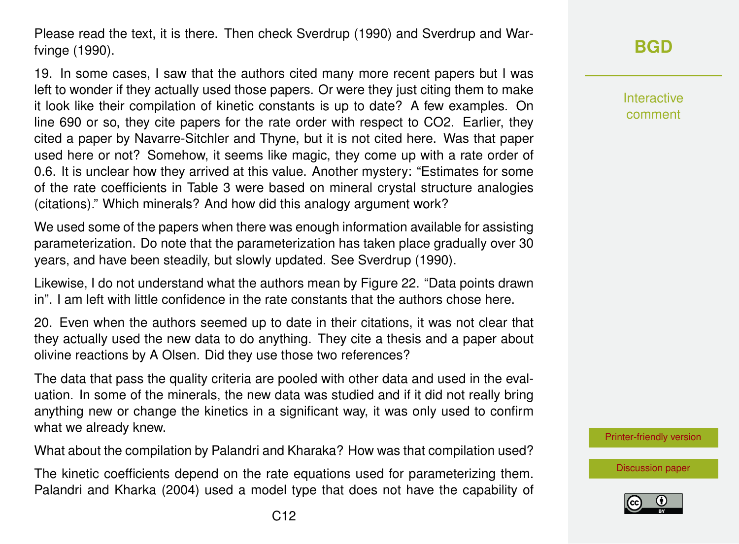Please read the text, it is there. Then check Sverdrup (1990) and Sverdrup and Warfvinge (1990).

19. In some cases, I saw that the authors cited many more recent papers but I was left to wonder if they actually used those papers. Or were they just citing them to make it look like their compilation of kinetic constants is up to date? A few examples. On line 690 or so, they cite papers for the rate order with respect to CO2. Earlier, they cited a paper by Navarre-Sitchler and Thyne, but it is not cited here. Was that paper used here or not? Somehow, it seems like magic, they come up with a rate order of 0.6. It is unclear how they arrived at this value. Another mystery: "Estimates for some of the rate coefficients in Table 3 were based on mineral crystal structure analogies (citations)." Which minerals? And how did this analogy argument work?

We used some of the papers when there was enough information available for assisting parameterization. Do note that the parameterization has taken place gradually over 30 years, and have been steadily, but slowly updated. See Sverdrup (1990).

Likewise, I do not understand what the authors mean by Figure 22. "Data points drawn in". I am left with little confidence in the rate constants that the authors chose here.

20. Even when the authors seemed up to date in their citations, it was not clear that they actually used the new data to do anything. They cite a thesis and a paper about olivine reactions by A Olsen. Did they use those two references?

The data that pass the quality criteria are pooled with other data and used in the evaluation. In some of the minerals, the new data was studied and if it did not really bring anything new or change the kinetics in a significant way, it was only used to confirm what we already knew.

What about the compilation by Palandri and Kharaka? How was that compilation used?

The kinetic coefficients depend on the rate equations used for parameterizing them. Palandri and Kharka (2004) used a model type that does not have the capability of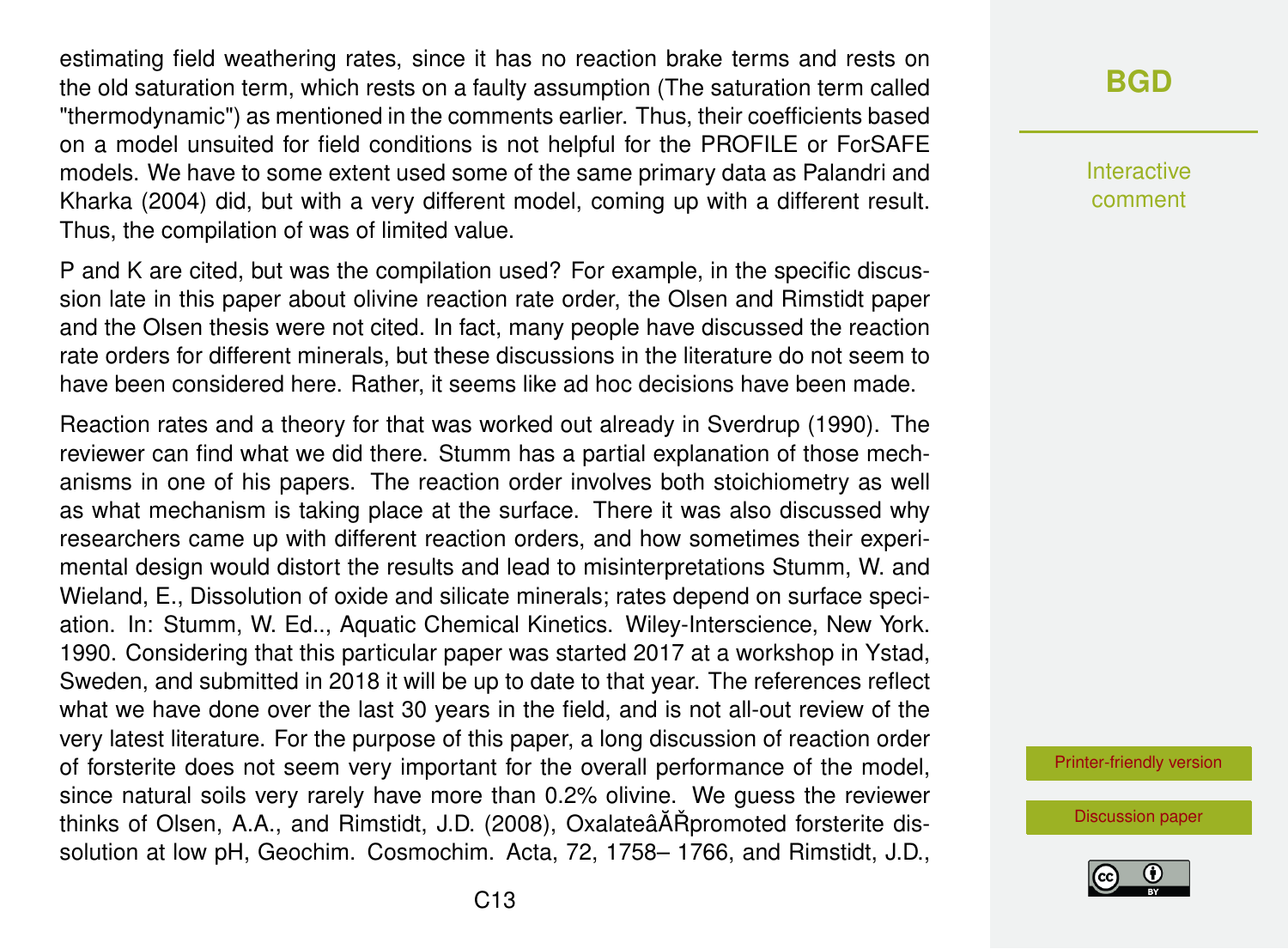estimating field weathering rates, since it has no reaction brake terms and rests on the old saturation term, which rests on a faulty assumption (The saturation term called "thermodynamic") as mentioned in the comments earlier. Thus, their coefficients based on a model unsuited for field conditions is not helpful for the PROFILE or ForSAFE models. We have to some extent used some of the same primary data as Palandri and Kharka (2004) did, but with a very different model, coming up with a different result. Thus, the compilation of was of limited value.

P and K are cited, but was the compilation used? For example, in the specific discussion late in this paper about olivine reaction rate order, the Olsen and Rimstidt paper and the Olsen thesis were not cited. In fact, many people have discussed the reaction rate orders for different minerals, but these discussions in the literature do not seem to have been considered here. Rather, it seems like ad hoc decisions have been made.

Reaction rates and a theory for that was worked out already in Sverdrup (1990). The reviewer can find what we did there. Stumm has a partial explanation of those mechanisms in one of his papers. The reaction order involves both stoichiometry as well as what mechanism is taking place at the surface. There it was also discussed why researchers came up with different reaction orders, and how sometimes their experimental design would distort the results and lead to misinterpretations Stumm, W. and Wieland, E., Dissolution of oxide and silicate minerals; rates depend on surface speciation. In: Stumm, W. Ed.., Aquatic Chemical Kinetics. Wiley-Interscience, New York. 1990. Considering that this particular paper was started 2017 at a workshop in Ystad, Sweden, and submitted in 2018 it will be up to date to that year. The references reflect what we have done over the last 30 years in the field, and is not all-out review of the very latest literature. For the purpose of this paper, a long discussion of reaction order of forsterite does not seem very important for the overall performance of the model, since natural soils very rarely have more than 0.2% olivine. We guess the reviewer thinks of Olsen, A.A., and Rimstidt, J.D. (2008), OxalateâĂŘpromoted forsterite dissolution at low pH, Geochim. Cosmochim. Acta, 72, 1758– 1766, and Rimstidt, J.D.,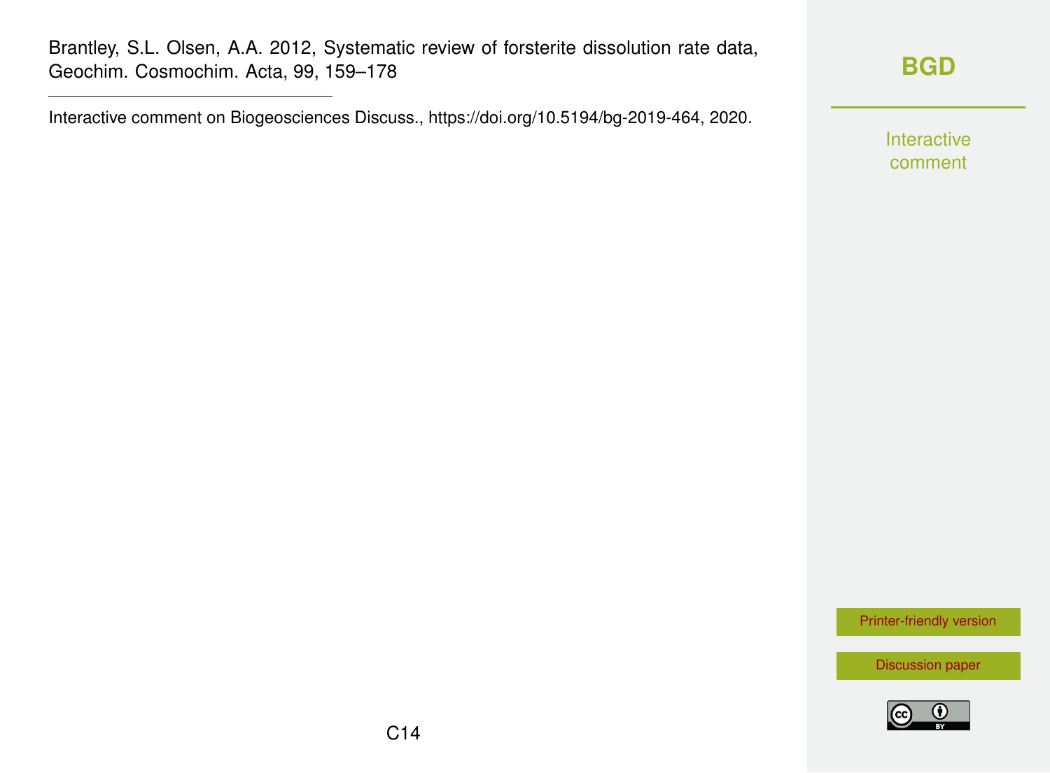Brantley, S.L. Olsen, A.A. 2012, Systematic review of forsterite dissolution rate data, Geochim. Cosmochim. Acta, 99, 159–178

---

Interactive comment on Biogeosciences Discuss., https://doi.org/10.5194/bg-2019-464, 2020.